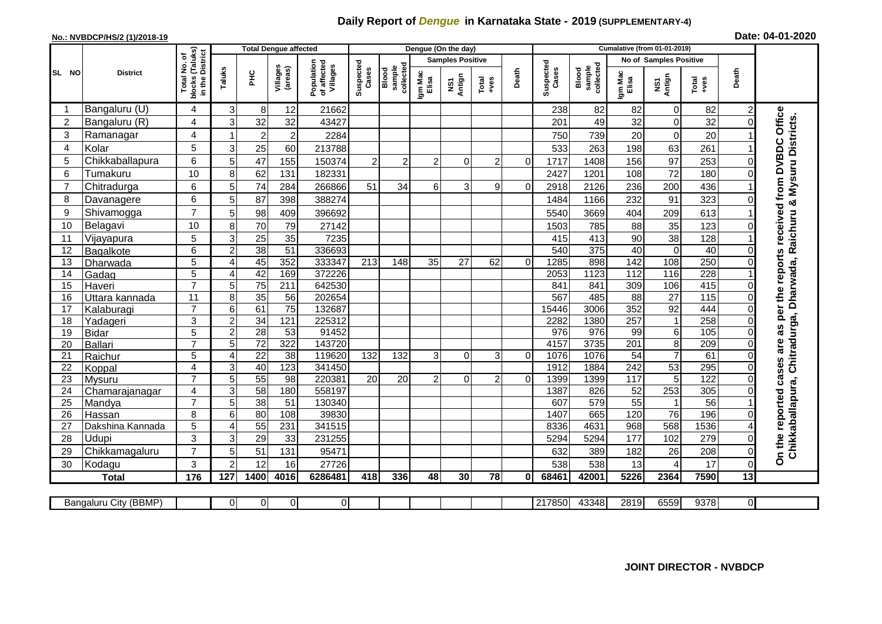# Daily Report of *Dengue* in Karnataka State - 2019 (SUPPLEMENTARY-4)

**No.: NVBDCP/HS/2 (1)/2018-19**

**Date: 04-01-2020**

| SL NO | District | Total No. of blocks (Taluks) in the District | Total Dengue affected | | | | Dengue (On the day) | | | | | | | Cumalative (from 01-01-2019) | | | | | | | |
|---|---|---|---|---|---|---|---|---|---|---|---|---|---|---|---|---|---|---|---|---|
| | | | Taluks | PHC | Villages (areas) | Population of affected Villages | Suspected Cases | Blood sample collected | Samples Positive | | | Death | Suspected Cases | Blood sample collected | No of Samples Positive | | | Death | |
| | | | | | | | | | Igm Mac Elisa | NS1 Antign | Total +ves | | | | Igm Mac Elisa | NS1 Antign | Total +ves | | |
| 1 | Bangaluru (U) | 4 | 3 | 8 | 12 | 21662 | | | | | | | 238 | 82 | 82 | 0 | 82 | 2 | On the reported cases are as per the reports received from DVBDC Office Chikkaballapura, Chitradurga, Dharwada, Raichuru & Mysuru Districts. |
| 2 | Bangaluru (R) | 4 | 3 | 32 | 32 | 43427 | | | | | | | 201 | 49 | 32 | 0 | 32 | 0 | |
| 3 | Ramanagar | 4 | 1 | 2 | 2 | 2284 | | | | | | | 750 | 739 | 20 | 0 | 20 | 1 | |
| 4 | Kolar | 5 | 3 | 25 | 60 | 213788 | | | | | | | 533 | 263 | 198 | 63 | 261 | 1 | |
| 5 | Chikkaballapura | 6 | 5 | 47 | 155 | 150374 | 2 | 2 | 2 | 0 | 2 | 0 | 1717 | 1408 | 156 | 97 | 253 | 0 | |
| 6 | Tumakuru | 10 | 8 | 62 | 131 | 182331 | | | | | | | 2427 | 1201 | 108 | 72 | 180 | 0 | |
| 7 | Chitradurga | 6 | 5 | 74 | 284 | 266866 | 51 | 34 | 6 | 3 | 9 | 0 | 2918 | 2126 | 236 | 200 | 436 | 1 | |
| 8 | Davanagere | 6 | 5 | 87 | 398 | 388274 | | | | | | | 1484 | 1166 | 232 | 91 | 323 | 0 | |
| 9 | Shivamogga | 7 | 5 | 98 | 409 | 396692 | | | | | | | 5540 | 3669 | 404 | 209 | 613 | 1 | |
| 10 | Belagavi | 10 | 8 | 70 | 79 | 27142 | | | | | | | 1503 | 785 | 88 | 35 | 123 | 0 | |
| 11 | Vijayapura | 5 | 3 | 25 | 35 | 7235 | | | | | | | 415 | 413 | 90 | 38 | 128 | 1 | |
| 12 | Bagalkote | 6 | 2 | 38 | 51 | 336693 | | | | | | | 540 | 375 | 40 | 0 | 40 | 0 | |
| 13 | Dharwada | 5 | 4 | 45 | 352 | 333347 | 213 | 148 | 35 | 27 | 62 | 0 | 1285 | 898 | 142 | 108 | 250 | 0 | |
| 14 | Gadag | 5 | 4 | 42 | 169 | 372226 | | | | | | | 2053 | 1123 | 112 | 116 | 228 | 1 | |
| 15 | Haveri | 7 | 5 | 75 | 211 | 642530 | | | | | | | 841 | 841 | 309 | 106 | 415 | 0 | |
| 16 | Uttara kannada | 11 | 8 | 35 | 56 | 202654 | | | | | | | 567 | 485 | 88 | 27 | 115 | 0 | |
| 17 | Kalaburagi | 7 | 6 | 61 | 75 | 132687 | | | | | | | 15446 | 3006 | 352 | 92 | 444 | 0 | |
| 18 | Yadageri | 3 | 2 | 34 | 121 | 225312 | | | | | | | 2282 | 1380 | 257 | 1 | 258 | 0 | |
| 19 | Bidar | 5 | 2 | 28 | 53 | 91452 | | | | | | | 976 | 976 | 99 | 6 | 105 | 0 | |
| 20 | Ballari | 7 | 5 | 72 | 322 | 143720 | | | | | | | 4157 | 3735 | 201 | 8 | 209 | 0 | |
| 21 | Raichur | 5 | 4 | 22 | 38 | 119620 | 132 | 132 | 3 | 0 | 3 | 0 | 1076 | 1076 | 54 | 7 | 61 | 0 | |
| 22 | Koppal | 4 | 3 | 40 | 123 | 341450 | | | | | | | 1912 | 1884 | 242 | 53 | 295 | 0 | |
| 23 | Mysuru | 7 | 5 | 55 | 98 | 220381 | 20 | 20 | 2 | 0 | 2 | 0 | 1399 | 1399 | 117 | 5 | 122 | 0 | |
| 24 | Chamarajanagar | 4 | 3 | 58 | 180 | 558197 | | | | | | | 1387 | 826 | 52 | 253 | 305 | 0 | |
| 25 | Mandya | 7 | 5 | 38 | 51 | 130340 | | | | | | | 607 | 579 | 55 | 1 | 56 | 1 | |
| 26 | Hassan | 8 | 6 | 80 | 108 | 39830 | | | | | | | 1407 | 665 | 120 | 76 | 196 | 0 | |
| 27 | Dakshina Kannada | 5 | 4 | 55 | 231 | 341515 | | | | | | | 8336 | 4631 | 968 | 568 | 1536 | 4 | |
| 28 | Udupi | 3 | 3 | 29 | 33 | 231255 | | | | | | | 5294 | 5294 | 177 | 102 | 279 | 0 | |
| 29 | Chikkamagaluru | 7 | 5 | 51 | 131 | 95471 | | | | | | | 632 | 389 | 182 | 26 | 208 | 0 | |
| 30 | Kodagu | 3 | 2 | 12 | 16 | 27726 | | | | | | | 538 | 538 | 13 | 4 | 17 | 0 | |
| | **Total** | **176** | **127** | **1400** | **4016** | **6286481** | **418** | **336** | **48** | **30** | **78** | **0** | **68461** | **42001** | **5226** | **2364** | **7590** | **13** | |
| | Bangaluru City (BBMP) | | 0 | 0 | 0 | 0 | | | | | | | 217850 | 43348 | 2819 | 6559 | 9378 | 0 | |

**JOINT DIRECTOR - NVBDCP**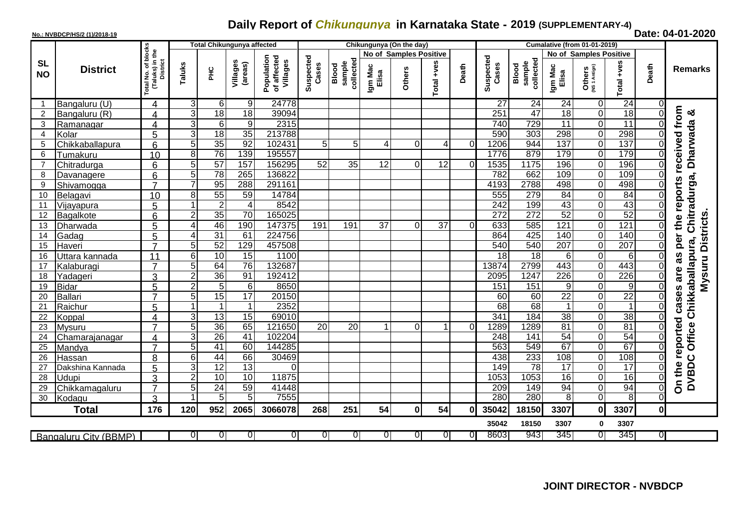# Daily Report of *Chikungunya* in Karnataka State - 2019 (SUPPLEMENTARY-4)

**No.: NVBDCP/HS/2 (1)/2018-19** **Date: 04-01-2020**

| SL NO | District | Total No. of blocks (Taluks) in the District | Total Chikungunya affected | | | | Chikungunya (On the day) | | | | | | | Cumalative (from 01-01-2019) | | | | | | | Remarks |
|---|---|---|---|---|---|---|---|---|---|---|---|---|---|---|---|---|---|---|---|---|---|
| | | | Taluks | PHC | Villages (areas) | Population of affected Villages | Suspected Cases | Blood sample collected | No of Samples Positive | | | Death | Suspected Cases | Blood sample collected | No of Samples Positive | | | Death | |
| | | | | | | | | | Igm Mac Elisa | Others | Total +ves | | | | Igm Mac Elisa | Others (NS 1 Antign) | Total +ves | | |
| 1 | Bangaluru (U) | 4 | 3 | 6 | 9 | 24778 | | | | | | | 27 | 24 | 24 | 0 | 24 | 0 | On the reported cases are as per the reports received from DVBDC Office Chikkaballapura, Chitradurga, Dharwada & Mysuru Districts. |
| 2 | Bangaluru (R) | 4 | 3 | 18 | 18 | 39094 | | | | | | | 251 | 47 | 18 | 0 | 18 | 0 | |
| 3 | Ramanagar | 4 | 3 | 6 | 9 | 2315 | | | | | | | 740 | 729 | 11 | 0 | 11 | 0 | |
| 4 | Kolar | 5 | 3 | 18 | 35 | 213788 | | | | | | | 590 | 303 | 298 | 0 | 298 | 0 | |
| 5 | Chikkaballapura | 6 | 5 | 35 | 92 | 102431 | 5 | 5 | 4 | 0 | 4 | 0 | 1206 | 944 | 137 | 0 | 137 | 0 | |
| 6 | Tumakuru | 10 | 8 | 76 | 139 | 195557 | | | | | | | 1776 | 879 | 179 | 0 | 179 | 0 | |
| 7 | Chitradurga | 6 | 5 | 57 | 157 | 156295 | 52 | 35 | 12 | 0 | 12 | 0 | 1535 | 1175 | 196 | 0 | 196 | 0 | |
| 8 | Davanagere | 6 | 5 | 78 | 265 | 136822 | | | | | | | 782 | 662 | 109 | 0 | 109 | 0 | |
| 9 | Shivamogga | 7 | 7 | 95 | 288 | 291161 | | | | | | | 4193 | 2788 | 498 | 0 | 498 | 0 | |
| 10 | Belagavi | 10 | 8 | 55 | 59 | 14784 | | | | | | | 555 | 279 | 84 | 0 | 84 | 0 | |
| 11 | Vijayapura | 5 | 1 | 2 | 4 | 8542 | | | | | | | 242 | 199 | 43 | 0 | 43 | 0 | |
| 12 | Bagalkote | 6 | 2 | 35 | 70 | 165025 | | | | | | | 272 | 272 | 52 | 0 | 52 | 0 | |
| 13 | Dharwada | 5 | 4 | 46 | 190 | 147375 | 191 | 191 | 37 | 0 | 37 | 0 | 633 | 585 | 121 | 0 | 121 | 0 | |
| 14 | Gadag | 5 | 4 | 31 | 61 | 224756 | | | | | | | 864 | 425 | 140 | 0 | 140 | 0 | |
| 15 | Haveri | 7 | 5 | 52 | 129 | 457508 | | | | | | | 540 | 540 | 207 | 0 | 207 | 0 | |
| 16 | Uttara kannada | 11 | 6 | 10 | 15 | 1100 | | | | | | | 18 | 18 | 6 | 0 | 6 | 0 | |
| 17 | Kalaburagi | 7 | 5 | 64 | 76 | 132687 | | | | | | | 13874 | 2799 | 443 | 0 | 443 | 0 | |
| 18 | Yadageri | 3 | 2 | 36 | 91 | 192412 | | | | | | | 2095 | 1247 | 226 | 0 | 226 | 0 | |
| 19 | Bidar | 5 | 2 | 5 | 6 | 8650 | | | | | | | 151 | 151 | 9 | 0 | 9 | 0 | |
| 20 | Ballari | 7 | 5 | 15 | 17 | 20150 | | | | | | | 60 | 60 | 22 | 0 | 22 | 0 | |
| 21 | Raichur | 5 | 1 | 1 | 1 | 2352 | | | | | | | 68 | 68 | 1 | 0 | 1 | 0 | |
| 22 | Koppal | 4 | 3 | 13 | 15 | 69010 | | | | | | | 341 | 184 | 38 | 0 | 38 | 0 | |
| 23 | Mysuru | 7 | 5 | 36 | 65 | 121650 | 20 | 20 | 1 | 0 | 1 | 0 | 1289 | 1289 | 81 | 0 | 81 | 0 | |
| 24 | Chamarajanagar | 4 | 3 | 26 | 41 | 102204 | | | | | | | 248 | 141 | 54 | 0 | 54 | 0 | |
| 25 | Mandya | 7 | 5 | 41 | 60 | 144285 | | | | | | | 563 | 549 | 67 | 0 | 67 | 0 | |
| 26 | Hassan | 8 | 6 | 44 | 66 | 30469 | | | | | | | 438 | 233 | 108 | 0 | 108 | 0 | |
| 27 | Dakshina Kannada | 5 | 3 | 12 | 13 | 0 | | | | | | | 149 | 78 | 17 | 0 | 17 | 0 | |
| 28 | Udupi | 3 | 2 | 10 | 10 | 11875 | | | | | | | 1053 | 1053 | 16 | 0 | 16 | 0 | |
| 29 | Chikkamagaluru | 7 | 5 | 24 | 59 | 41448 | | | | | | | 209 | 149 | 94 | 0 | 94 | 0 | |
| 30 | Kodagu | 3 | 1 | 5 | 5 | 7555 | | | | | | | 280 | 280 | 8 | 0 | 8 | 0 | |
| **Total** | | **176** | **120** | **952** | **2065** | **3066078** | **268** | **251** | **54** | **0** | **54** | **0** | **35042** | **18150** | **3307** | **0** | **3307** | **0** | |
| | | | | | | | | | | | | | 35042 | 18150 | 3307 | 0 | 3307 | | |
| Bangaluru City (BBMP) | | | 0 | 0 | 0 | 0 | 0 | 0 | 0 | 0 | 0 | 0 | 8603 | 943 | 345 | 0 | 345 | 0 | |

**JOINT DIRECTOR - NVBDCP**